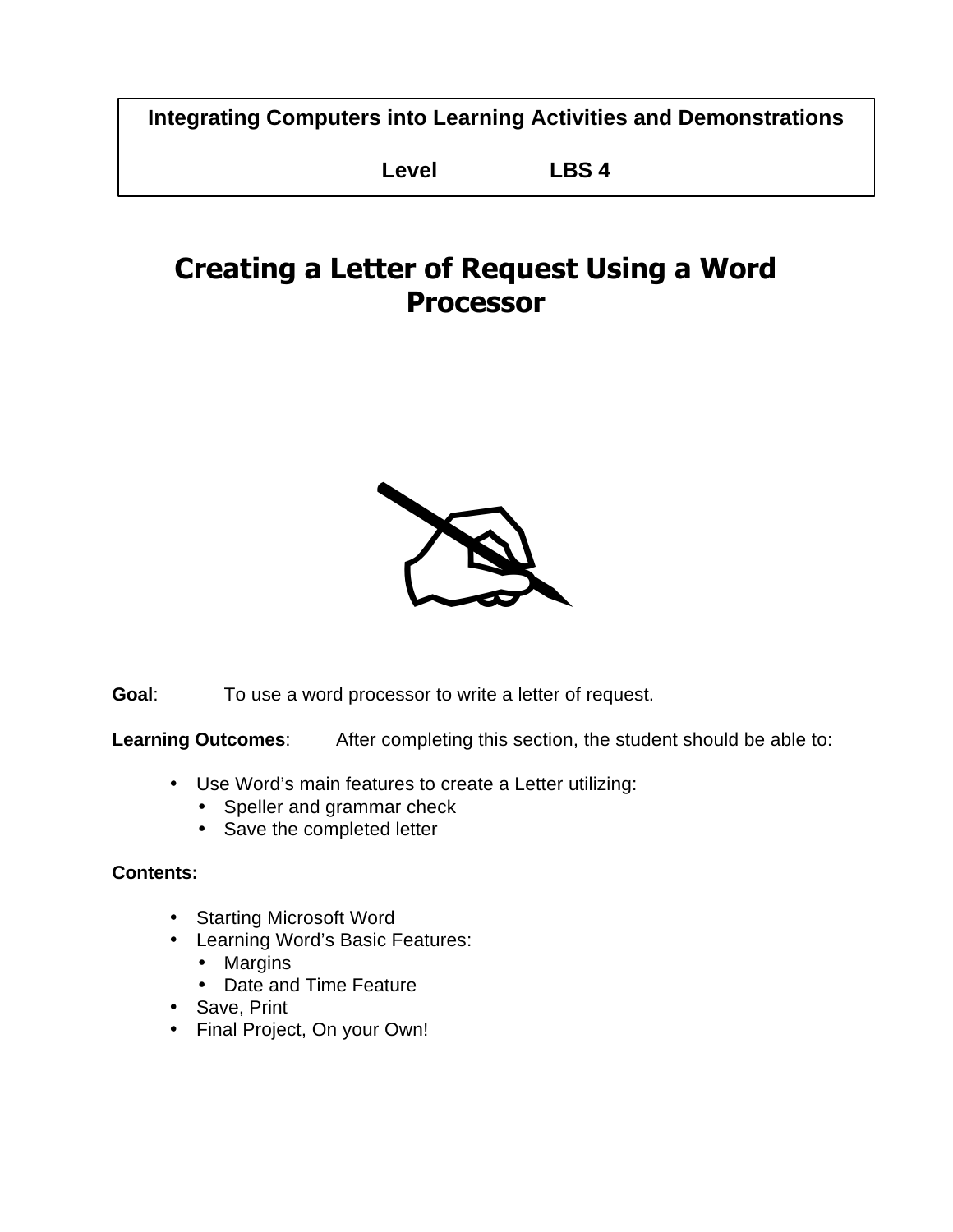**Integrating Computers into Learning Activities and Demonstrations**

**Level LBS 4**

# Creating a Letter of Request Using a Word Processor

**Goal**: To use a word processor to write a letter of request.

**Learning Outcomes**: After completing this section, the student should be able to:

- Use Word's main features to create a Letter utilizing:
  - Speller and grammar check
  - Save the completed letter

**Contents:**

- Starting Microsoft Word
- Learning Word's Basic Features:
  - Margins
  - Date and Time Feature
- Save, Print
- Final Project, On your Own!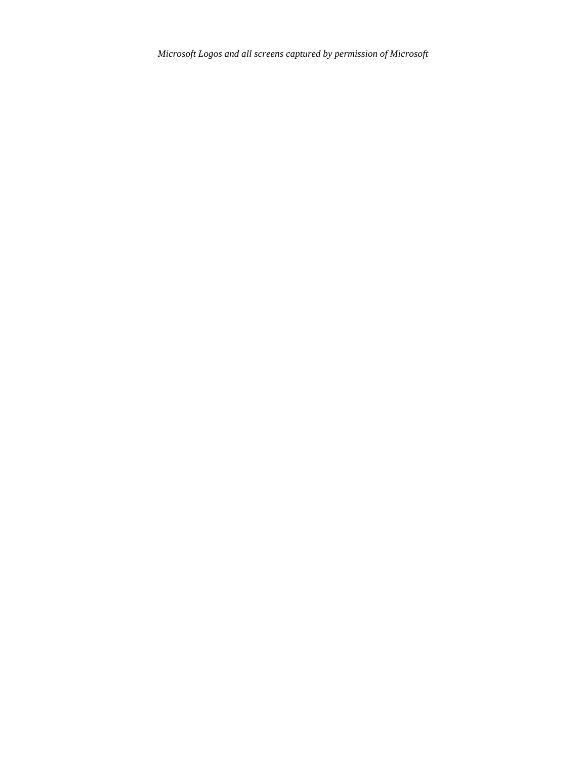*Microsoft Logos and all screens captured by permission of Microsoft*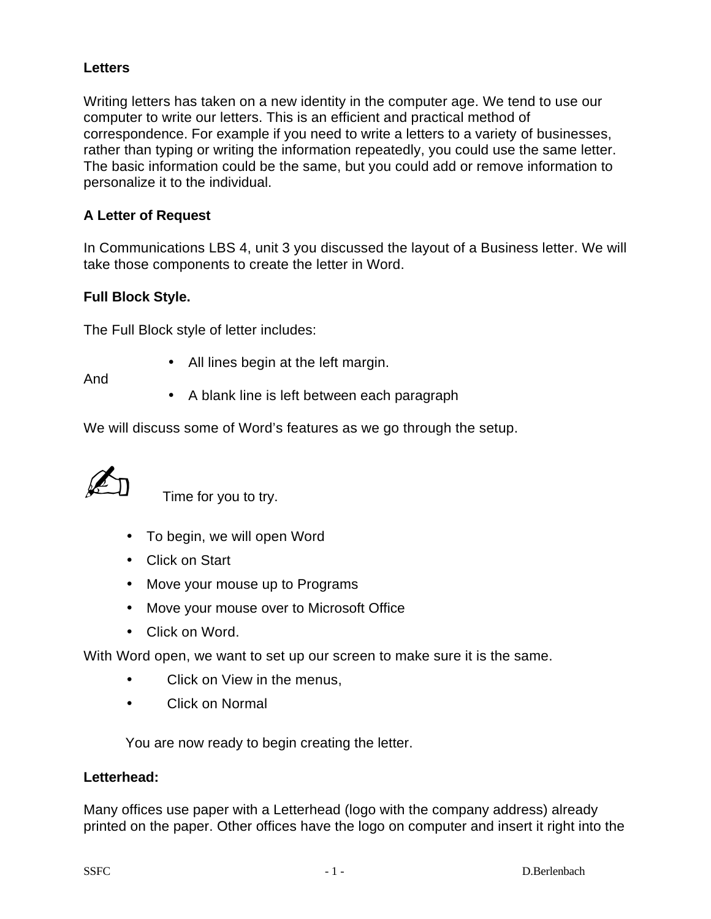**Letters**

Writing letters has taken on a new identity in the computer age. We tend to use our computer to write our letters. This is an efficient and practical method of correspondence. For example if you need to write a letters to a variety of businesses, rather than typing or writing the information repeatedly, you could use the same letter. The basic information could be the same, but you could add or remove information to personalize it to the individual.

**A Letter of Request**

In Communications LBS 4, unit 3 you discussed the layout of a Business letter. We will take those components to create the letter in Word.

**Full Block Style.**

The Full Block style of letter includes:

- All lines begin at the left margin.

And

- A blank line is left between each paragraph

We will discuss some of Word's features as we go through the setup.

✍ Time for you to try.

- To begin, we will open Word
- Click on Start
- Move your mouse up to Programs
- Move your mouse over to Microsoft Office
- Click on Word.

With Word open, we want to set up our screen to make sure it is the same.

- Click on View in the menus,
- Click on Normal

You are now ready to begin creating the letter.

**Letterhead:**

Many offices use paper with a Letterhead (logo with the company address) already printed on the paper. Other offices have the logo on computer and insert it right into the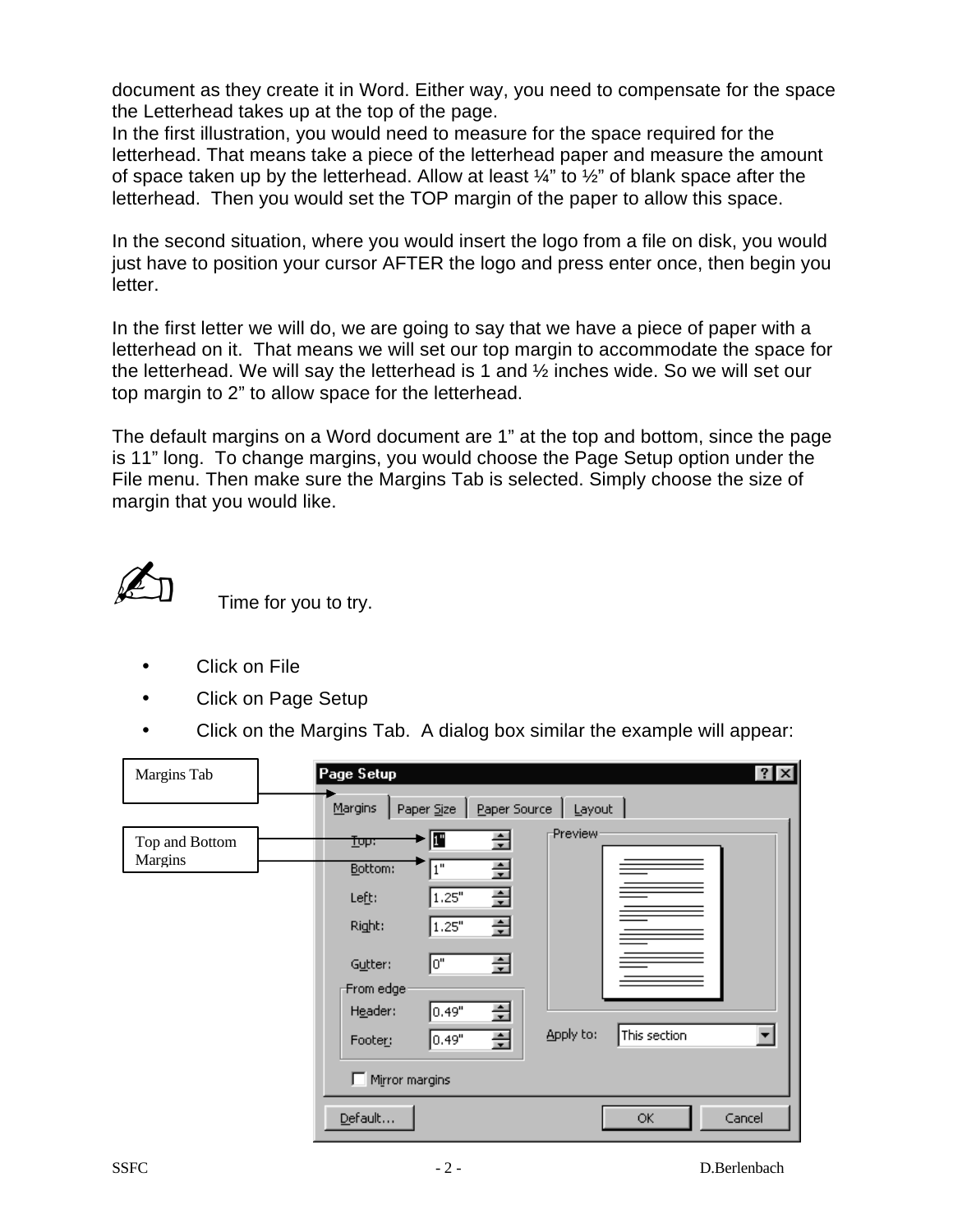document as they create it in Word. Either way, you need to compensate for the space the Letterhead takes up at the top of the page.
In the first illustration, you would need to measure for the space required for the letterhead. That means take a piece of the letterhead paper and measure the amount of space taken up by the letterhead. Allow at least ¼" to ½" of blank space after the letterhead. Then you would set the TOP margin of the paper to allow this space.

In the second situation, where you would insert the logo from a file on disk, you would just have to position your cursor AFTER the logo and press enter once, then begin you letter.

In the first letter we will do, we are going to say that we have a piece of paper with a letterhead on it. That means we will set our top margin to accommodate the space for the letterhead. We will say the letterhead is 1 and ½ inches wide. So we will set our top margin to 2" to allow space for the letterhead.

The default margins on a Word document are 1" at the top and bottom, since the page is 11" long. To change margins, you would choose the Page Setup option under the File menu. Then make sure the Margins Tab is selected. Simply choose the size of margin that you would like.

✍ Time for you to try.

- Click on File
- Click on Page Setup
- Click on the Margins Tab. A dialog box similar the example will appear:

Margins Tab

Top and Bottom Margins

Page Setup

Margins | Paper Size | Paper Source | Layout

Top: 1"
Bottom: 1"
Left: 1.25"
Right: 1.25"
Gutter: 0"

From edge
Header: 0.49"
Footer: 0.49"

Preview

Apply to: This section

Mirror margins

Default... OK Cancel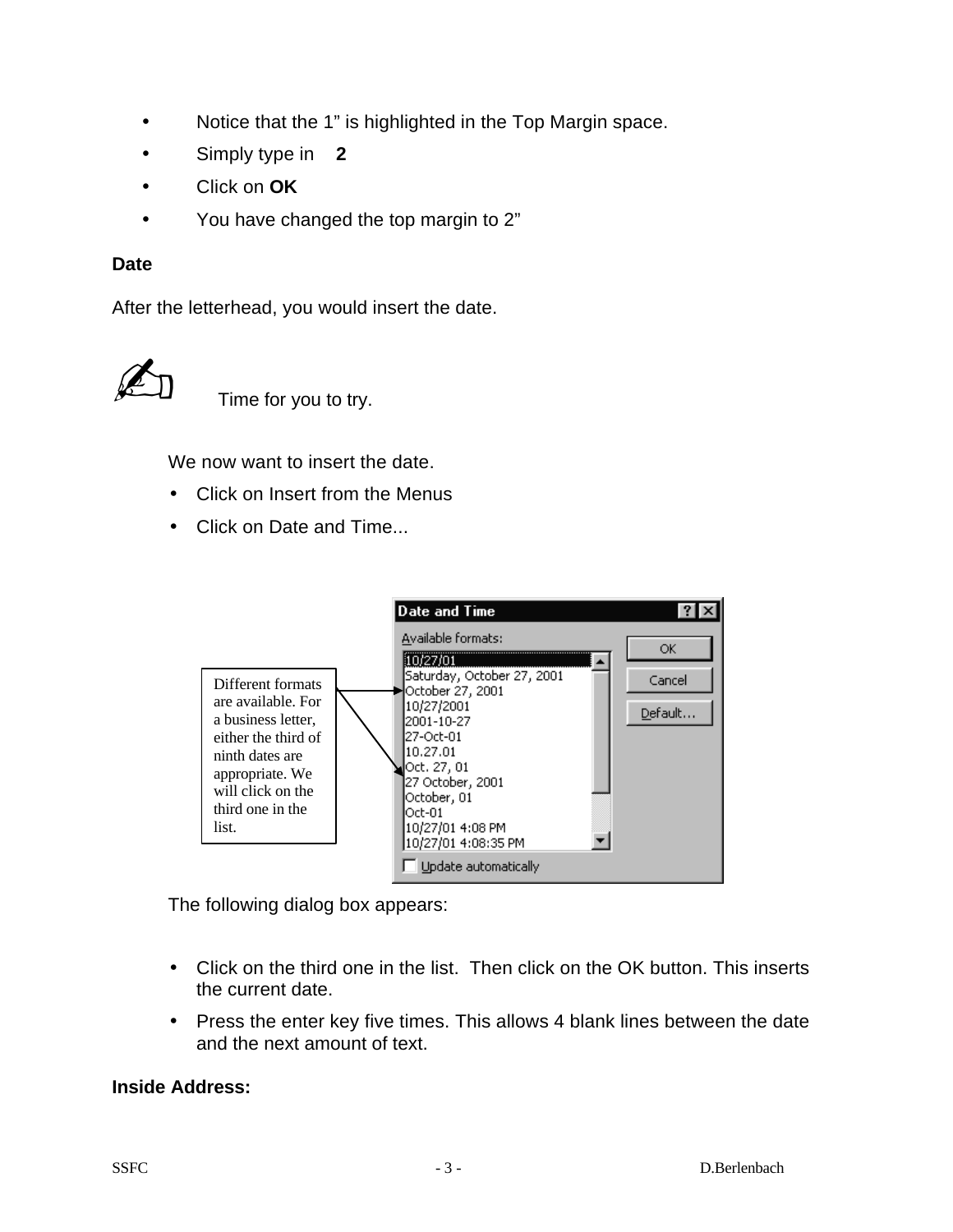- Notice that the 1” is highlighted in the Top Margin space.
- Simply type in **2**
- Click on **OK**
- You have changed the top margin to 2”

**Date**

After the letterhead, you would insert the date.

✍ Time for you to try.

We now want to insert the date.

- Click on Insert from the Menus
- Click on Date and Time...

Different formats are available. For a business letter, either the third of ninth dates are appropriate. We will click on the third one in the list.

**Date and Time**

Available formats:

10/27/01
Saturday, October 27, 2001
October 27, 2001
10/27/2001
2001-10-27
27-Oct-01
10.27.01
Oct. 27, 01
27 October, 2001
October, 01
Oct-01
10/27/01 4:08 PM
10/27/01 4:08:35 PM

OK | Cancel | Default...

☐ Update automatically

The following dialog box appears:

- Click on the third one in the list. Then click on the OK button. This inserts the current date.
- Press the enter key five times. This allows 4 blank lines between the date and the next amount of text.

**Inside Address:**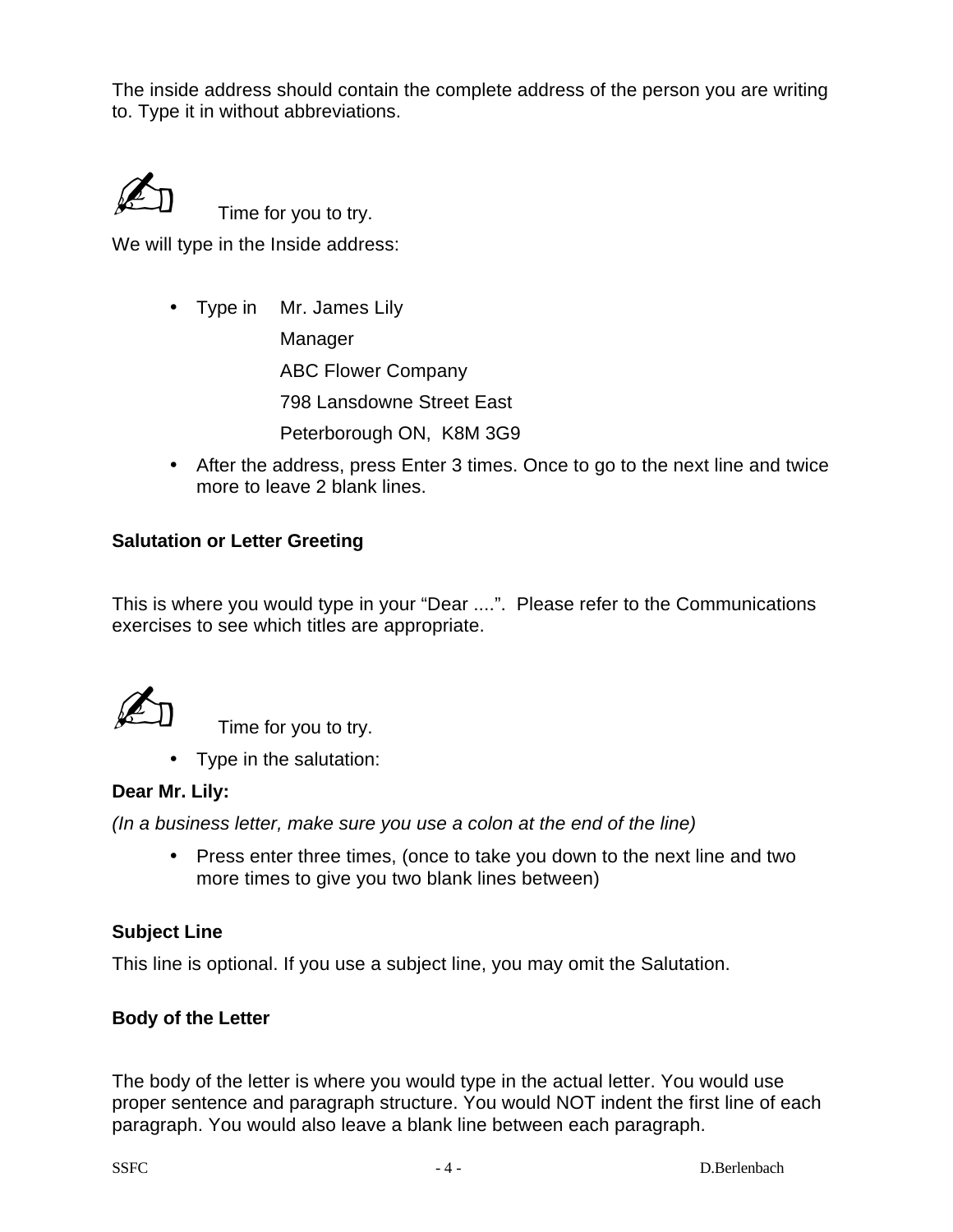The inside address should contain the complete address of the person you are writing to. Type it in without abbreviations.

✍ Time for you to try.

We will type in the Inside address:

- Type in Mr. James Lily
  Manager
  ABC Flower Company
  798 Lansdowne Street East
  Peterborough ON, K8M 3G9
- After the address, press Enter 3 times. Once to go to the next line and twice more to leave 2 blank lines.

**Salutation or Letter Greeting**

This is where you would type in your “Dear ....”. Please refer to the Communications exercises to see which titles are appropriate.

✍ Time for you to try.

- Type in the salutation:

**Dear Mr. Lily:**

*(In a business letter, make sure you use a colon at the end of the line)*

- Press enter three times, (once to take you down to the next line and two more times to give you two blank lines between)

**Subject Line**

This line is optional. If you use a subject line, you may omit the Salutation.

**Body of the Letter**

The body of the letter is where you would type in the actual letter. You would use proper sentence and paragraph structure. You would NOT indent the first line of each paragraph. You would also leave a blank line between each paragraph.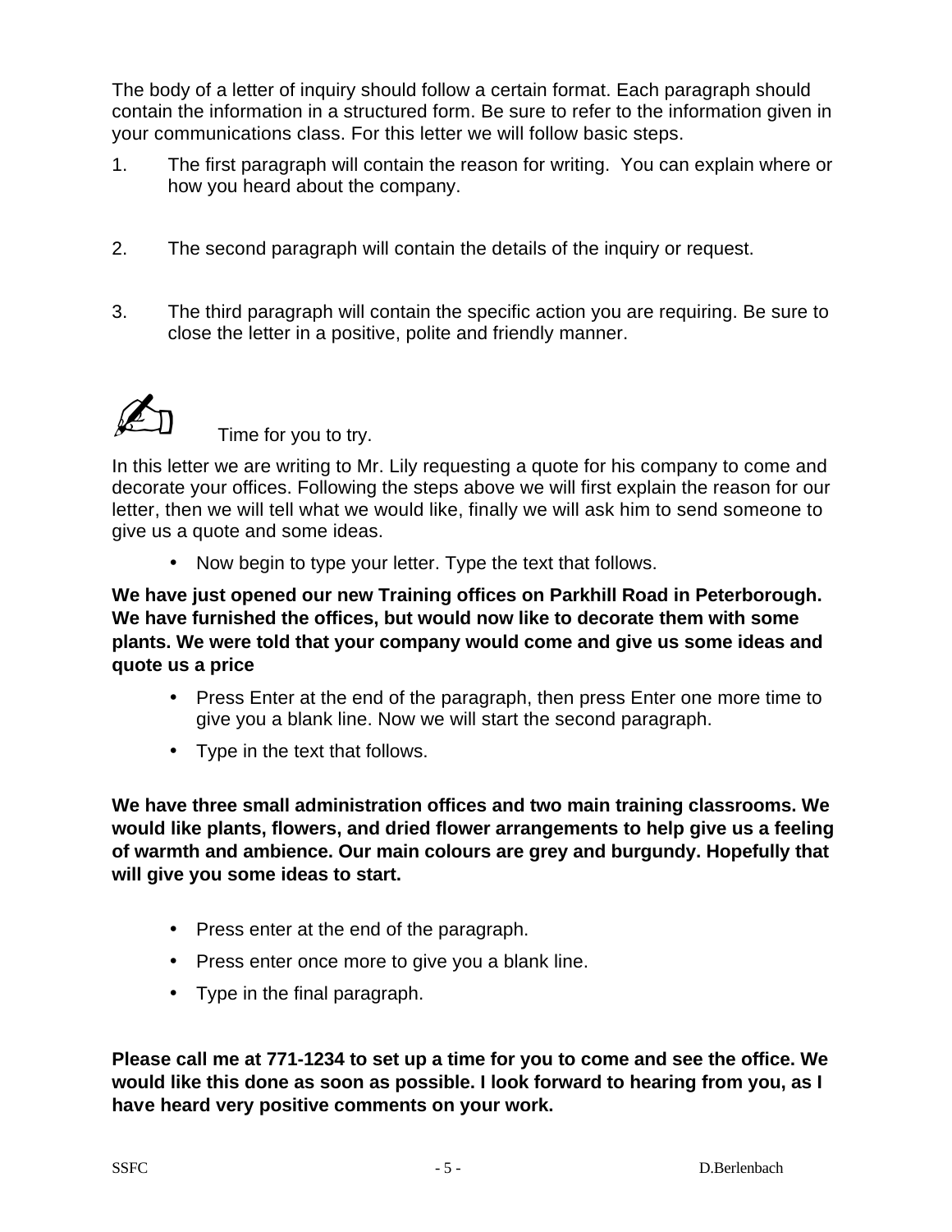The body of a letter of inquiry should follow a certain format. Each paragraph should contain the information in a structured form. Be sure to refer to the information given in your communications class. For this letter we will follow basic steps.

1. The first paragraph will contain the reason for writing. You can explain where or how you heard about the company.

2. The second paragraph will contain the details of the inquiry or request.

3. The third paragraph will contain the specific action you are requiring. Be sure to close the letter in a positive, polite and friendly manner.

✍ Time for you to try.

In this letter we are writing to Mr. Lily requesting a quote for his company to come and decorate your offices. Following the steps above we will first explain the reason for our letter, then we will tell what we would like, finally we will ask him to send someone to give us a quote and some ideas.

- Now begin to type your letter. Type the text that follows.

**We have just opened our new Training offices on Parkhill Road in Peterborough. We have furnished the offices, but would now like to decorate them with some plants. We were told that your company would come and give us some ideas and quote us a price**

- Press Enter at the end of the paragraph, then press Enter one more time to give you a blank line. Now we will start the second paragraph.
- Type in the text that follows.

**We have three small administration offices and two main training classrooms. We would like plants, flowers, and dried flower arrangements to help give us a feeling of warmth and ambience. Our main colours are grey and burgundy. Hopefully that will give you some ideas to start.**

- Press enter at the end of the paragraph.
- Press enter once more to give you a blank line.
- Type in the final paragraph.

**Please call me at 771-1234 to set up a time for you to come and see the office. We would like this done as soon as possible. I look forward to hearing from you, as I have heard very positive comments on your work.**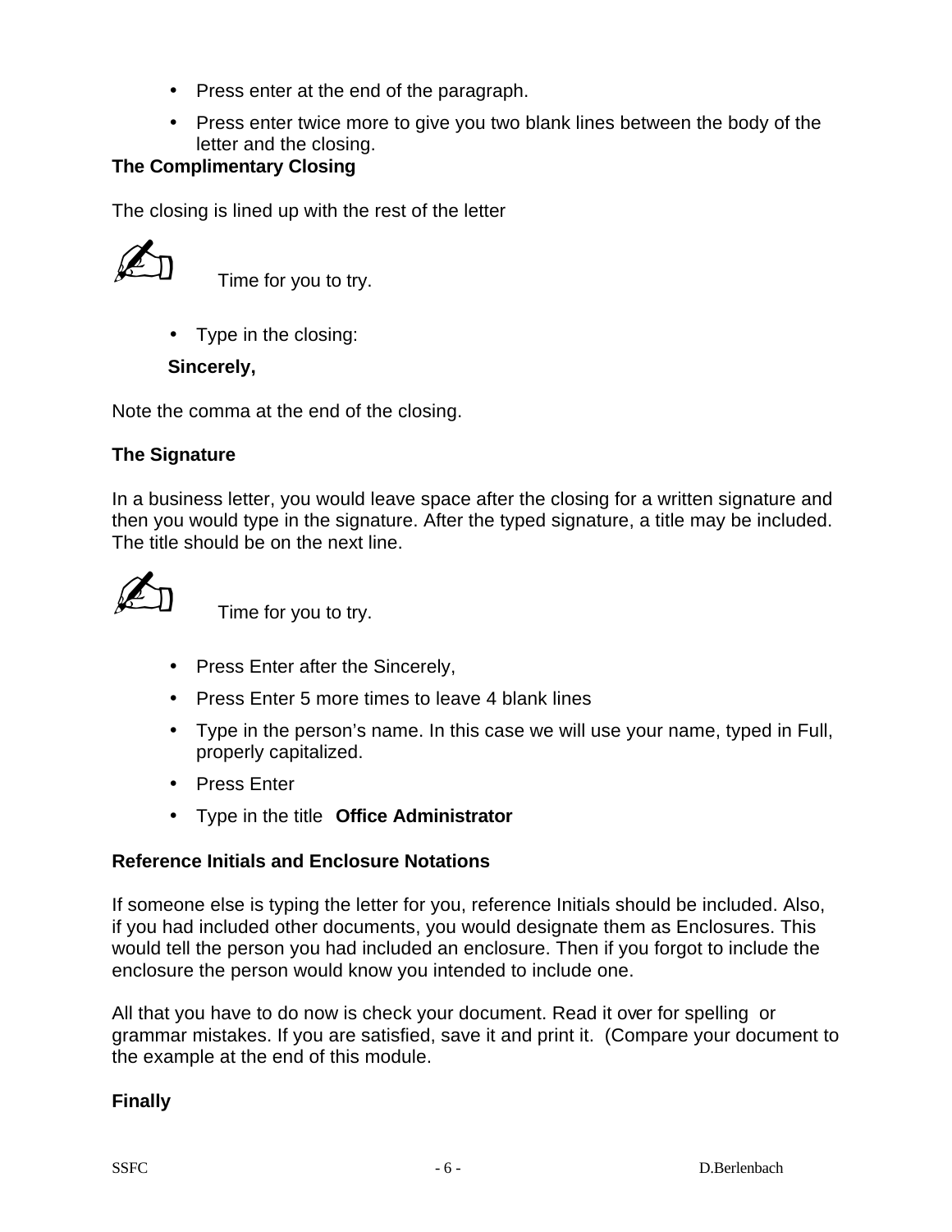- Press enter at the end of the paragraph.
- Press enter twice more to give you two blank lines between the body of the letter and the closing.

**The Complimentary Closing**

The closing is lined up with the rest of the letter

✍ Time for you to try.

- Type in the closing:

**Sincerely,**

Note the comma at the end of the closing.

**The Signature**

In a business letter, you would leave space after the closing for a written signature and then you would type in the signature. After the typed signature, a title may be included. The title should be on the next line.

✍ Time for you to try.

- Press Enter after the Sincerely,
- Press Enter 5 more times to leave 4 blank lines
- Type in the person's name. In this case we will use your name, typed in Full, properly capitalized.
- Press Enter
- Type in the title **Office Administrator**

**Reference Initials and Enclosure Notations**

If someone else is typing the letter for you, reference Initials should be included. Also, if you had included other documents, you would designate them as Enclosures. This would tell the person you had included an enclosure. Then if you forgot to include the enclosure the person would know you intended to include one.

All that you have to do now is check your document. Read it over for spelling or grammar mistakes. If you are satisfied, save it and print it. (Compare your document to the example at the end of this module.

**Finally**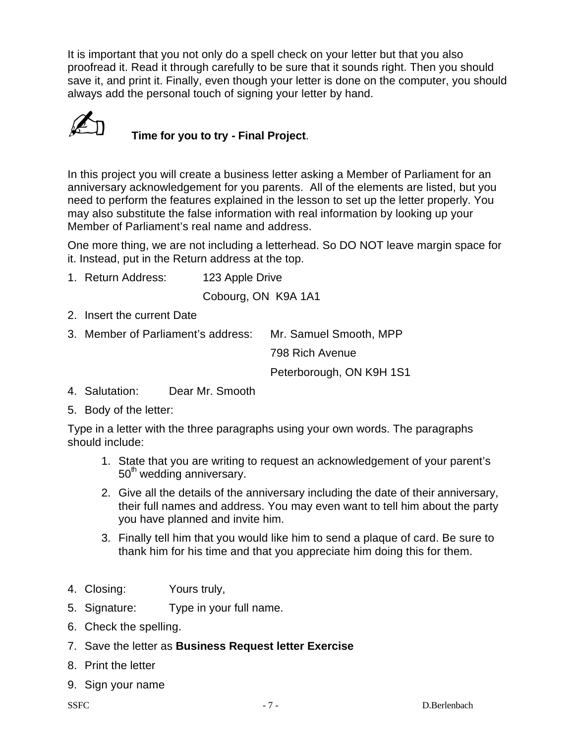It is important that you not only do a spell check on your letter but that you also proofread it. Read it through carefully to be sure that it sounds right. Then you should save it, and print it. Finally, even though your letter is done on the computer, you should always add the personal touch of signing your letter by hand.

✍ **Time for you to try - Final Project**.

In this project you will create a business letter asking a Member of Parliament for an anniversary acknowledgement for you parents. All of the elements are listed, but you need to perform the features explained in the lesson to set up the letter properly. You may also substitute the false information with real information by looking up your Member of Parliament's real name and address.

One more thing, we are not including a letterhead. So DO NOT leave margin space for it. Instead, put in the Return address at the top.

1. Return Address: 123 Apple Drive
   Cobourg, ON K9A 1A1
2. Insert the current Date
3. Member of Parliament's address: Mr. Samuel Smooth, MPP
   798 Rich Avenue
   Peterborough, ON K9H 1S1
4. Salutation: Dear Mr. Smooth
5. Body of the letter:

Type in a letter with the three paragraphs using your own words. The paragraphs should include:

1. State that you are writing to request an acknowledgement of your parent's 50th wedding anniversary.
2. Give all the details of the anniversary including the date of their anniversary, their full names and address. You may even want to tell him about the party you have planned and invite him.
3. Finally tell him that you would like him to send a plaque of card. Be sure to thank him for his time and that you appreciate him doing this for them.

4. Closing: Yours truly,
5. Signature: Type in your full name.
6. Check the spelling.
7. Save the letter as **Business Request letter Exercise**
8. Print the letter
9. Sign your name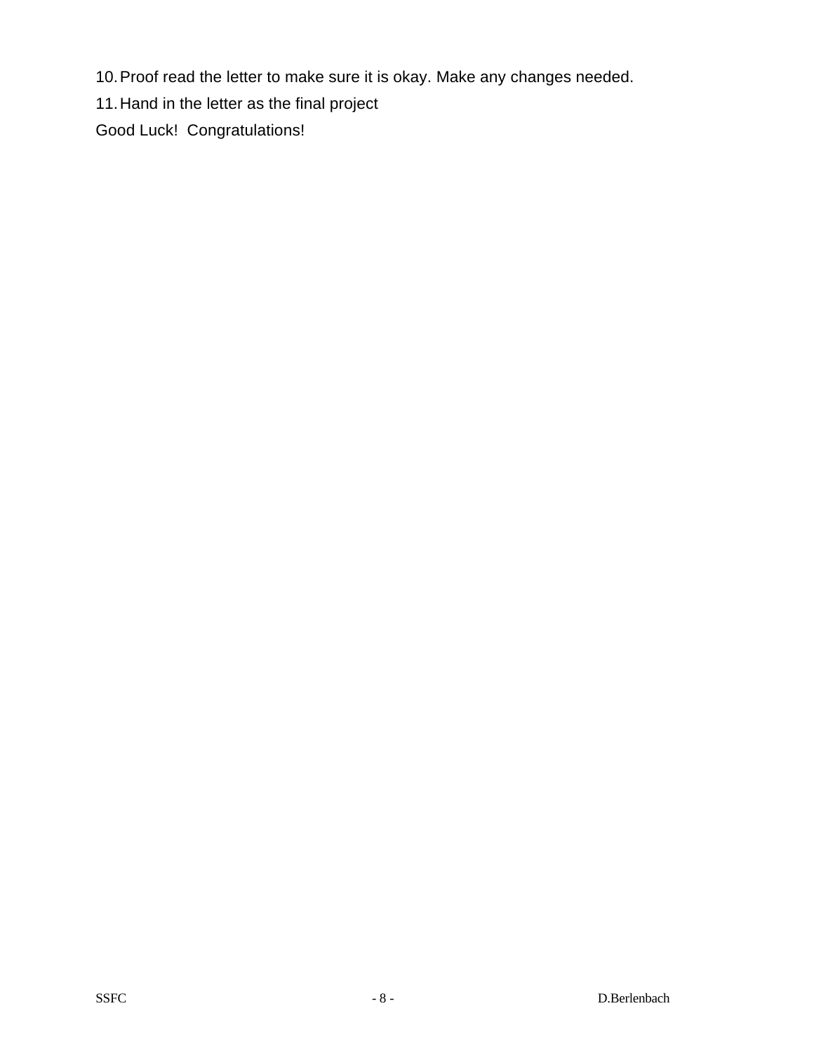10. Proof read the letter to make sure it is okay. Make any changes needed.
11. Hand in the letter as the final project

Good Luck!  Congratulations!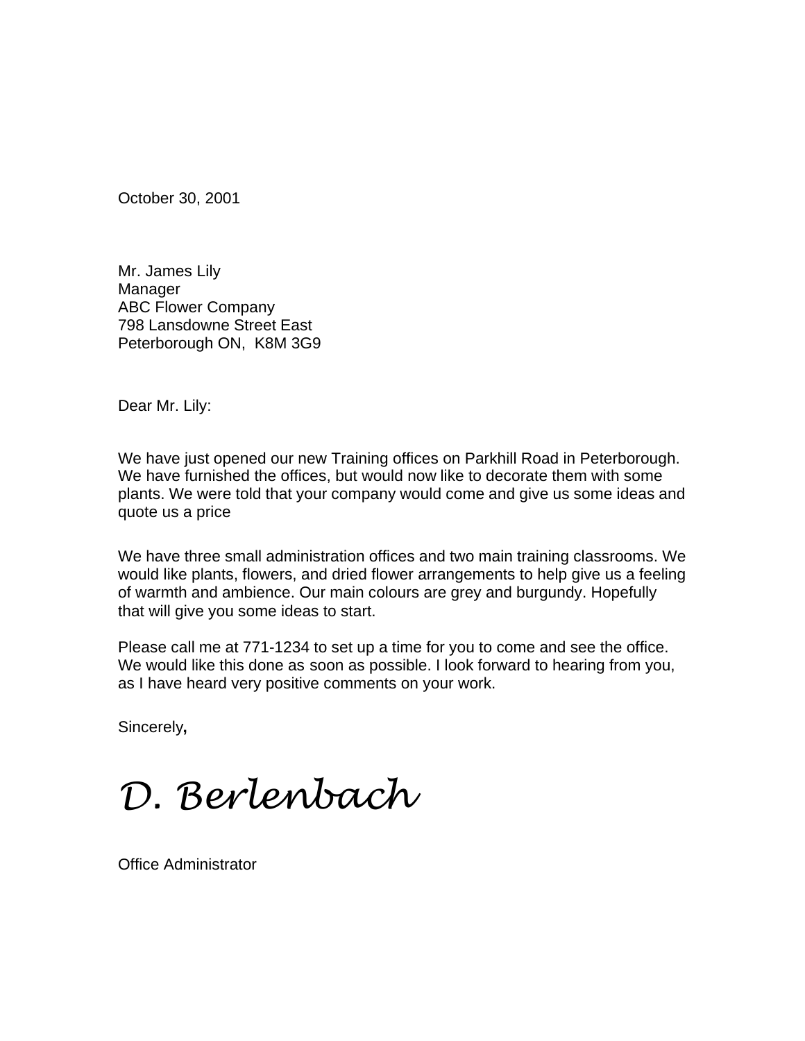October 30, 2001

Mr. James Lily
Manager
ABC Flower Company
798 Lansdowne Street East
Peterborough ON, K8M 3G9

Dear Mr. Lily:

We have just opened our new Training offices on Parkhill Road in Peterborough. We have furnished the offices, but would now like to decorate them with some plants. We were told that your company would come and give us some ideas and quote us a price

We have three small administration offices and two main training classrooms. We would like plants, flowers, and dried flower arrangements to help give us a feeling of warmth and ambience. Our main colours are grey and burgundy. Hopefully that will give you some ideas to start.

Please call me at 771-1234 to set up a time for you to come and see the office. We would like this done as soon as possible. I look forward to hearing from you, as I have heard very positive comments on your work.

Sincerely,

*D. Berlenbach*

Office Administrator